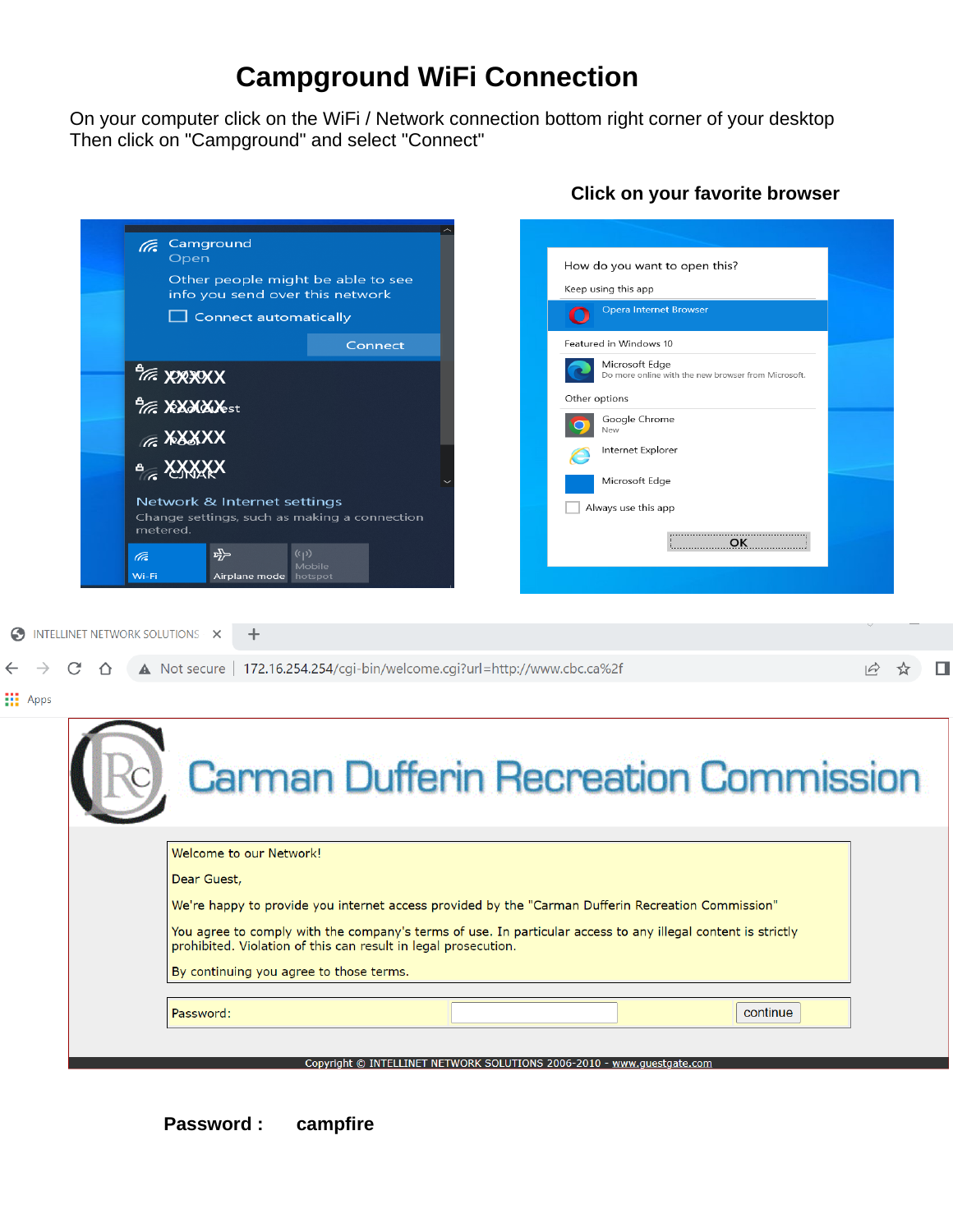# Campground WiFi Connection

On your computer click on the WiFi / Network connection bottom right corner of your desktop
Then click on "Campground" and select "Connect"

**Click on your favorite browser**

Campground
Open
Other people might be able to see info you send over this network
Connect automatically
Connect

XXXXX
XXXXX
XXXXX
XXXXX

Network & Internet settings
Change settings, such as making a connection metered.

Wi-Fi | Airplane mode | Mobile hotspot

How do you want to open this?
Keep using this app
Opera Internet Browser
Featured in Windows 10
Microsoft Edge
Do more online with the new browser from Microsoft.
Other options
Google Chrome
New
Internet Explorer
Microsoft Edge
Always use this app
OK

INTELLINET NETWORK SOLUTIONS

Not secure | 172.16.254.254/cgi-bin/welcome.cgi?url=http://www.cbc.ca%2f

Apps

Carman Dufferin Recreation Commission

Welcome to our Network!

Dear Guest,

We're happy to provide you internet access provided by the "Carman Dufferin Recreation Commission"

You agree to comply with the company's terms of use. In particular access to any illegal content is strictly prohibited. Violation of this can result in legal prosecution.

By continuing you agree to those terms.

Password: continue

Copyright © INTELLINET NETWORK SOLUTIONS 2006-2010 - www.guestgate.com

**Password : campfire**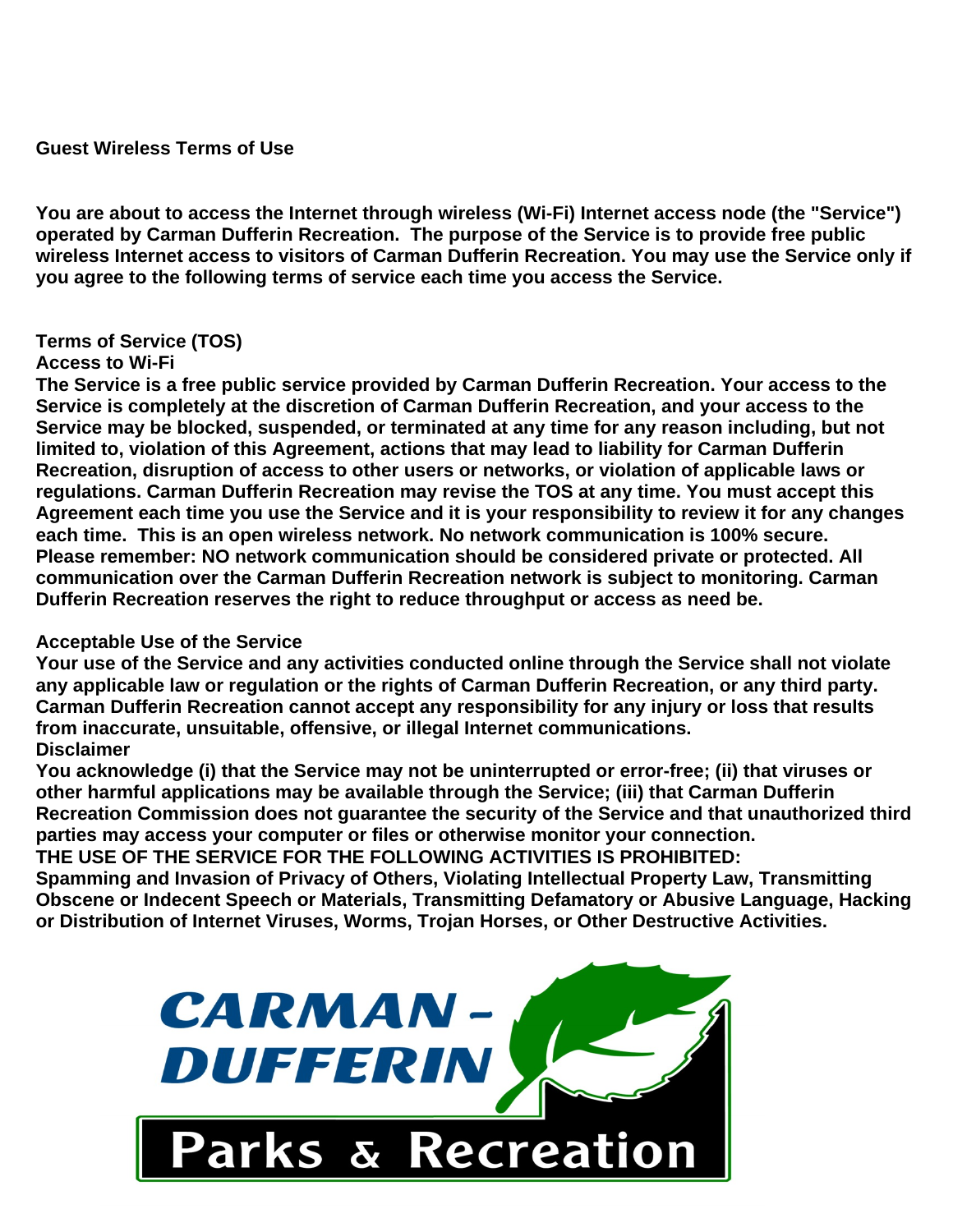# Guest Wireless Terms of Use

**You are about to access the Internet through wireless (Wi-Fi) Internet access node (the "Service") operated by Carman Dufferin Recreation. The purpose of the Service is to provide free public wireless Internet access to visitors of Carman Dufferin Recreation. You may use the Service only if you agree to the following terms of service each time you access the Service.**

## Terms of Service (TOS)

### Access to Wi-Fi

**The Service is a free public service provided by Carman Dufferin Recreation. Your access to the Service is completely at the discretion of Carman Dufferin Recreation, and your access to the Service may be blocked, suspended, or terminated at any time for any reason including, but not limited to, violation of this Agreement, actions that may lead to liability for Carman Dufferin Recreation, disruption of access to other users or networks, or violation of applicable laws or regulations. Carman Dufferin Recreation may revise the TOS at any time. You must accept this Agreement each time you use the Service and it is your responsibility to review it for any changes each time. This is an open wireless network. No network communication is 100% secure. Please remember: NO network communication should be considered private or protected. All communication over the Carman Dufferin Recreation network is subject to monitoring. Carman Dufferin Recreation reserves the right to reduce throughput or access as need be.**

### Acceptable Use of the Service

**Your use of the Service and any activities conducted online through the Service shall not violate any applicable law or regulation or the rights of Carman Dufferin Recreation, or any third party. Carman Dufferin Recreation cannot accept any responsibility for any injury or loss that results from inaccurate, unsuitable, offensive, or illegal Internet communications.**

### Disclaimer

**You acknowledge (i) that the Service may not be uninterrupted or error-free; (ii) that viruses or other harmful applications may be available through the Service; (iii) that Carman Dufferin Recreation Commission does not guarantee the security of the Service and that unauthorized third parties may access your computer or files or otherwise monitor your connection.**

**THE USE OF THE SERVICE FOR THE FOLLOWING ACTIVITIES IS PROHIBITED:**

**Spamming and Invasion of Privacy of Others, Violating Intellectual Property Law, Transmitting Obscene or Indecent Speech or Materials, Transmitting Defamatory or Abusive Language, Hacking or Distribution of Internet Viruses, Worms, Trojan Horses, or Other Destructive Activities.**

CARMAN - DUFFERIN

Parks & Recreation